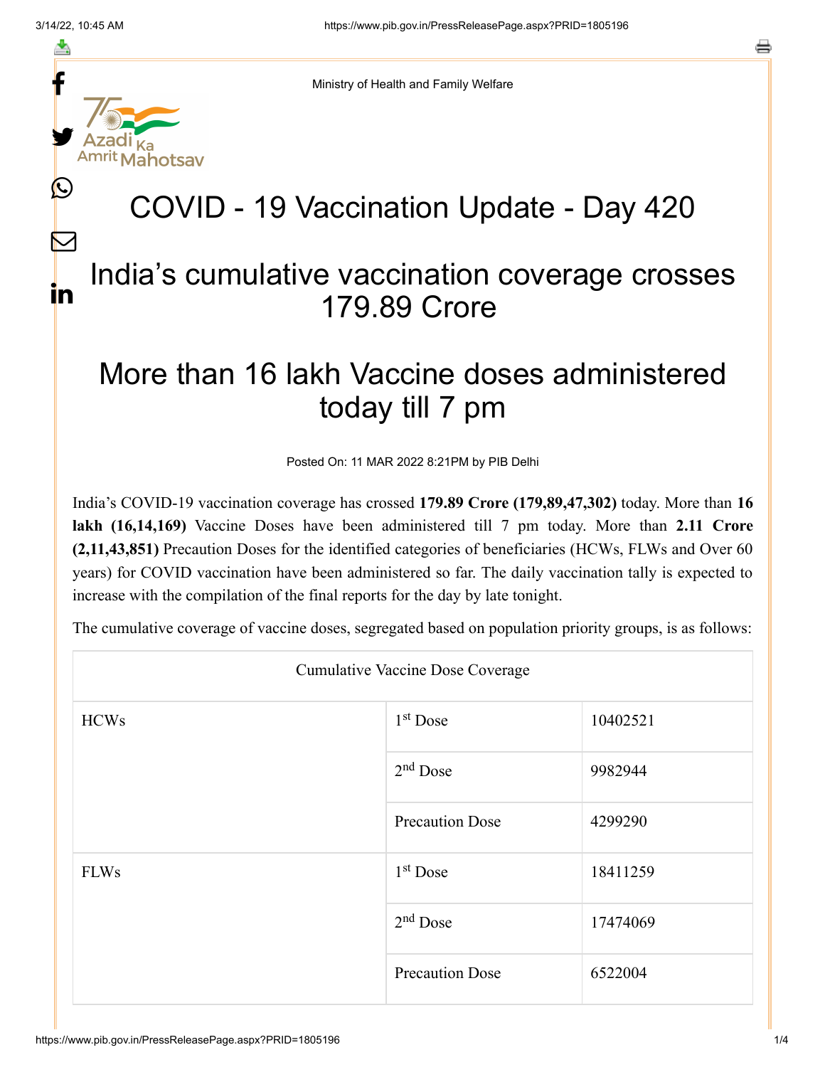Ministry of Health and Family Welfare

# COVID - 19 Vaccination Update - Day 420

## India's cumulative vaccination coverage crosses 179.89 Crore

## More than 16 lakh Vaccine doses administered today till 7 pm

Posted On: 11 MAR 2022 8:21PM by PIB Delhi

India's COVID-19 vaccination coverage has crossed **179.89 Crore (179,89,47,302)** today. More than **16 lakh (16,14,169)** Vaccine Doses have been administered till 7 pm today. More than **2.11 Crore (2,11,43,851)** Precaution Doses for the identified categories of beneficiaries (HCWs, FLWs and Over 60 years) for COVID vaccination have been administered so far. The daily vaccination tally is expected to increase with the compilation of the final reports for the day by late tonight.

The cumulative coverage of vaccine doses, segregated based on population priority groups, is as follows:

| Cumulative Vaccine Dose Coverage | | |
|---|---|---|
| HCWs | 1st Dose | 10402521 |
| | 2nd Dose | 9982944 |
| | Precaution Dose | 4299290 |
| FLWs | 1st Dose | 18411259 |
| | 2nd Dose | 17474069 |
| | Precaution Dose | 6522004 |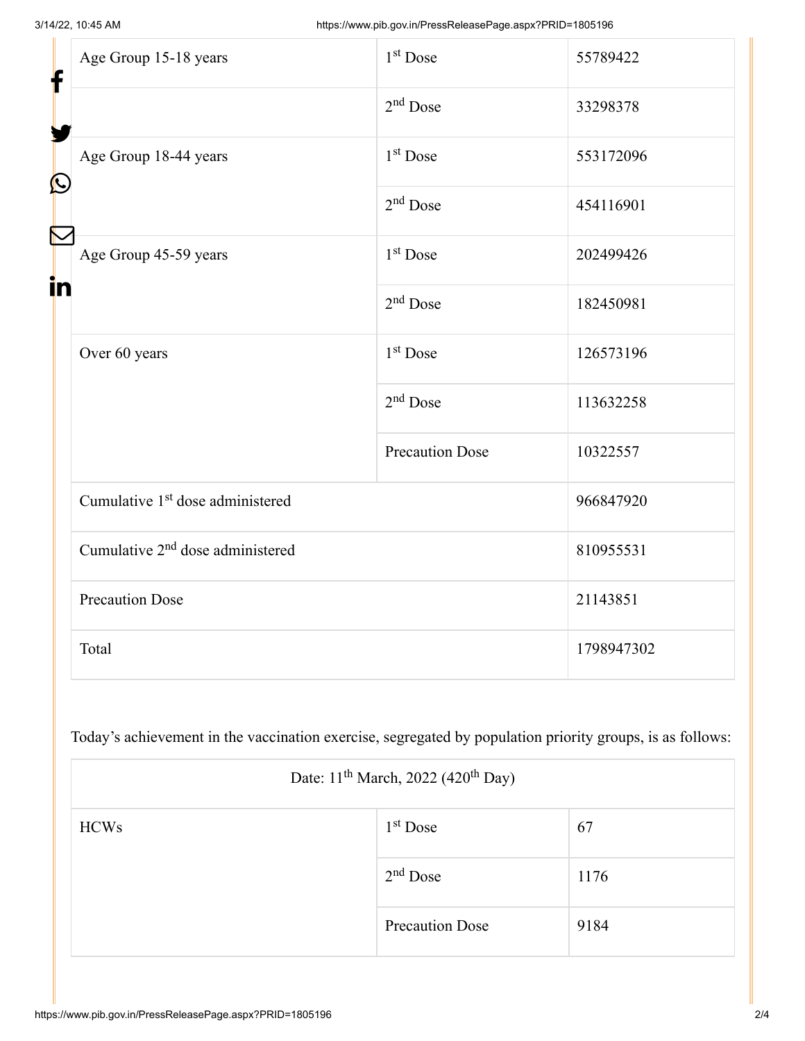| Age Group 15-18 years | 1st Dose | 55789422 |
|---|---|---|
| | 2nd Dose | 33298378 |
| Age Group 18-44 years | 1st Dose | 553172096 |
| | 2nd Dose | 454116901 |
| Age Group 45-59 years | 1st Dose | 202499426 |
| | 2nd Dose | 182450981 |
| Over 60 years | 1st Dose | 126573196 |
| | 2nd Dose | 113632258 |
| | Precaution Dose | 10322557 |
| Cumulative 1st dose administered | | 966847920 |
| Cumulative 2nd dose administered | | 810955531 |
| Precaution Dose | | 21143851 |
| Total | | 1798947302 |

Today's achievement in the vaccination exercise, segregated by population priority groups, is as follows:

| Date: 11th March, 2022 (420th Day) | | |
|---|---|---|
| HCWs | 1st Dose | 67 |
| | 2nd Dose | 1176 |
| | Precaution Dose | 9184 |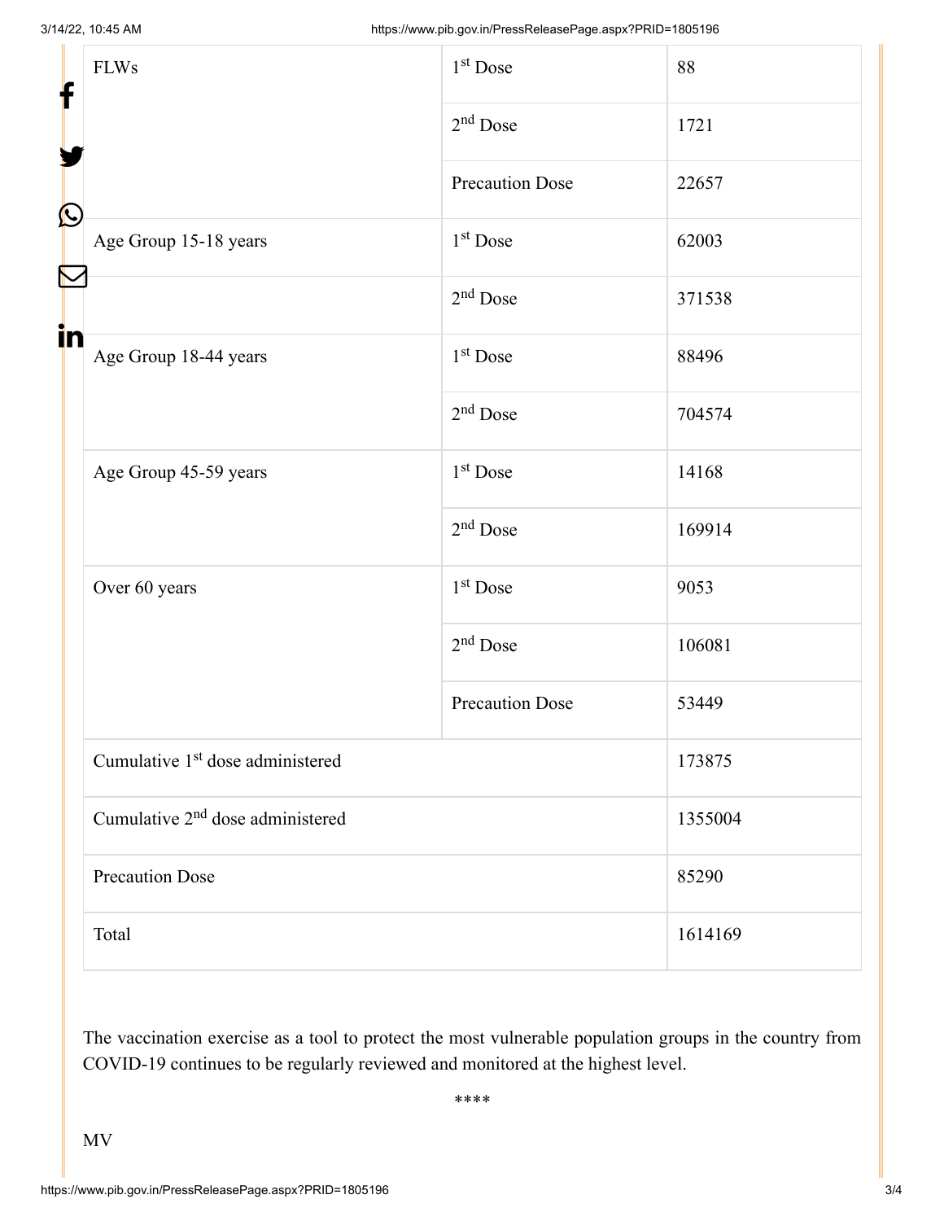| FLWs | 1st Dose | 88 |
|---|---|---|
| | 2nd Dose | 1721 |
| | Precaution Dose | 22657 |
| Age Group 15-18 years | 1st Dose | 62003 |
| | 2nd Dose | 371538 |
| Age Group 18-44 years | 1st Dose | 88496 |
| | 2nd Dose | 704574 |
| Age Group 45-59 years | 1st Dose | 14168 |
| | 2nd Dose | 169914 |
| Over 60 years | 1st Dose | 9053 |
| | 2nd Dose | 106081 |
| | Precaution Dose | 53449 |
| Cumulative 1st dose administered | | 173875 |
| Cumulative 2nd dose administered | | 1355004 |
| Precaution Dose | | 85290 |
| Total | | 1614169 |

The vaccination exercise as a tool to protect the most vulnerable population groups in the country from COVID-19 continues to be regularly reviewed and monitored at the highest level.

****

MV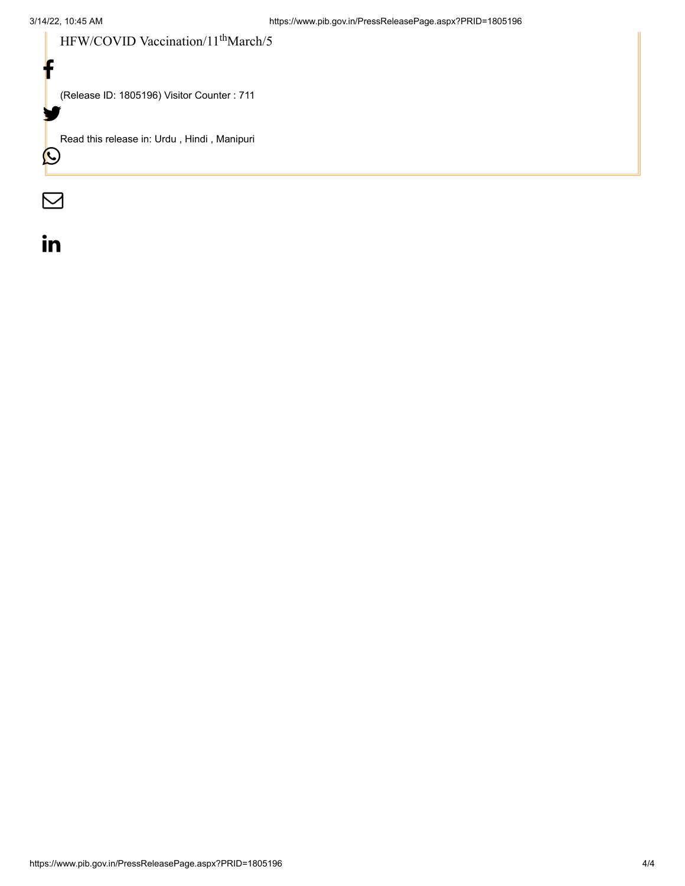HFW/COVID Vaccination/11thMarch/5

(Release ID: 1805196) Visitor Counter : 711

Read this release in: Urdu , Hindi , Manipuri